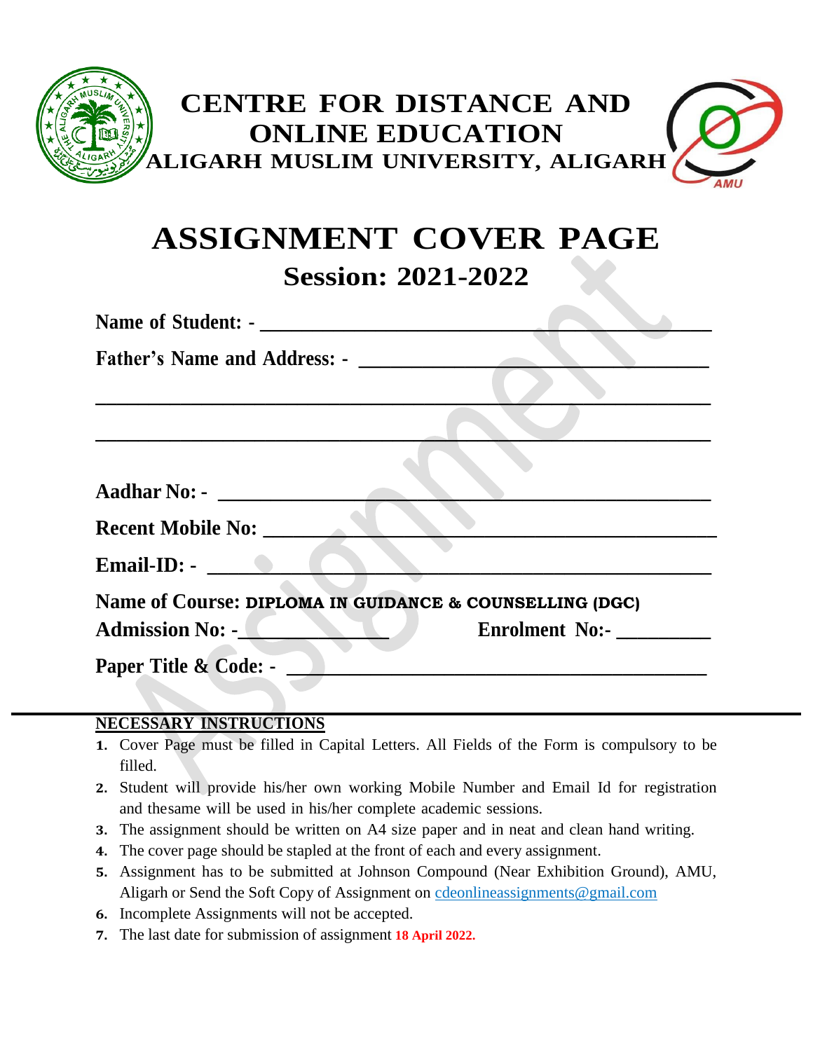# CENTRE FOR DISTANCE AND ONLINE EDUCATION

## ALIGARH MUSLIM UNIVERSITY, ALIGARH

# ASSIGNMENT COVER PAGE

## Session: 2021-2022

**Name of Student: -** ___________________________________________

**Father's Name and Address: -** _________________________________

_______________________________________________________________

_______________________________________________________________

**Aadhar No: -** ________________________________________________

**Recent Mobile No:** ___________________________________________

**Email-ID: -** _________________________________________________

**Name of Course: DIPLOMA IN GUIDANCE & COUNSELLING (DGC)**

**Admission No: -**_____________ **Enrolment No:-** _________

**Paper Title & Code: -** ______________________________________

**NECESSARY INSTRUCTIONS**

1. Cover Page must be filled in Capital Letters. All Fields of the Form is compulsory to be filled.
2. Student will provide his/her own working Mobile Number and Email Id for registration and thesame will be used in his/her complete academic sessions.
3. The assignment should be written on A4 size paper and in neat and clean hand writing.
4. The cover page should be stapled at the front of each and every assignment.
5. Assignment has to be submitted at Johnson Compound (Near Exhibition Ground), AMU, Aligarh or Send the Soft Copy of Assignment on cdeonlineassignments@gmail.com
6. Incomplete Assignments will not be accepted.
7. The last date for submission of assignment **18 April 2022.**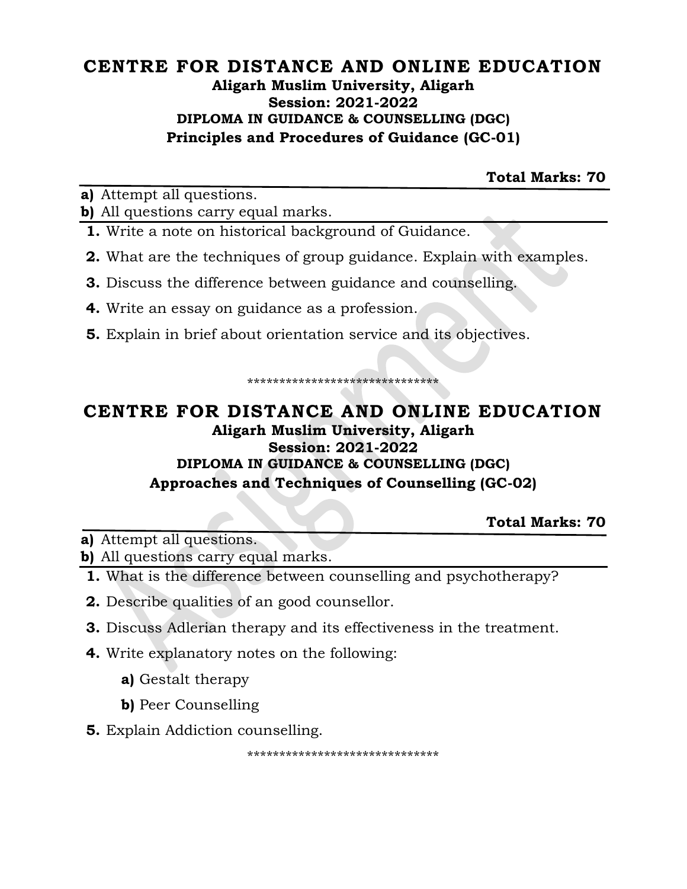# CENTRE FOR DISTANCE AND ONLINE EDUCATION

**Aligarh Muslim University, Aligarh**
**Session: 2021-2022**
**DIPLOMA IN GUIDANCE & COUNSELLING (DGC)**
**Principles and Procedures of Guidance (GC-01)**

**Total Marks: 70**

**a)** Attempt all questions.
**b)** All questions carry equal marks.

1. Write a note on historical background of Guidance.
2. What are the techniques of group guidance. Explain with examples.
3. Discuss the difference between guidance and counselling.
4. Write an essay on guidance as a profession.
5. Explain in brief about orientation service and its objectives.

******************************

# CENTRE FOR DISTANCE AND ONLINE EDUCATION

**Aligarh Muslim University, Aligarh**
**Session: 2021-2022**
**DIPLOMA IN GUIDANCE & COUNSELLING (DGC)**
**Approaches and Techniques of Counselling (GC-02)**

**Total Marks: 70**

**a)** Attempt all questions.
**b)** All questions carry equal marks.

1. What is the difference between counselling and psychotherapy?
2. Describe qualities of an good counsellor.
3. Discuss Adlerian therapy and its effectiveness in the treatment.
4. Write explanatory notes on the following:
   - **a)** Gestalt therapy
   - **b)** Peer Counselling
5. Explain Addiction counselling.

******************************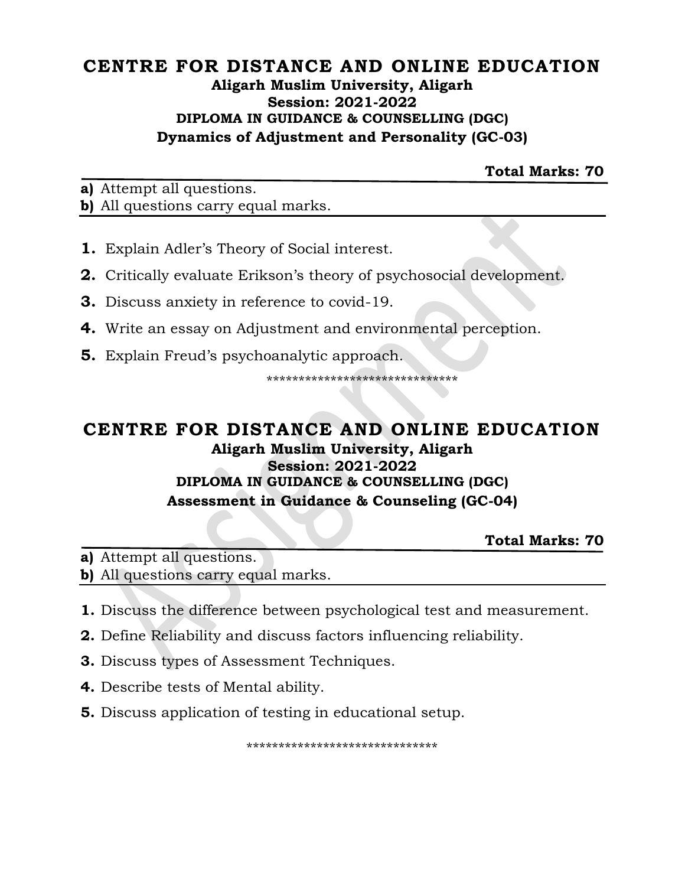# CENTRE FOR DISTANCE AND ONLINE EDUCATION

## Aligarh Muslim University, Aligarh

## Session: 2021-2022

### DIPLOMA IN GUIDANCE & COUNSELLING (DGC)

### Dynamics of Adjustment and Personality (GC-03)

**Total Marks: 70**

**a)** Attempt all questions.
**b)** All questions carry equal marks.

**1.** Explain Adler's Theory of Social interest.

**2.** Critically evaluate Erikson's theory of psychosocial development.

**3.** Discuss anxiety in reference to covid-19.

**4.** Write an essay on Adjustment and environmental perception.

**5.** Explain Freud's psychoanalytic approach.

******************************

# CENTRE FOR DISTANCE AND ONLINE EDUCATION

## Aligarh Muslim University, Aligarh

## Session: 2021-2022

### DIPLOMA IN GUIDANCE & COUNSELLING (DGC)

### Assessment in Guidance & Counseling (GC-04)

**Total Marks: 70**

**a)** Attempt all questions.
**b)** All questions carry equal marks.

**1.** Discuss the difference between psychological test and measurement.

**2.** Define Reliability and discuss factors influencing reliability.

**3.** Discuss types of Assessment Techniques.

**4.** Describe tests of Mental ability.

**5.** Discuss application of testing in educational setup.

******************************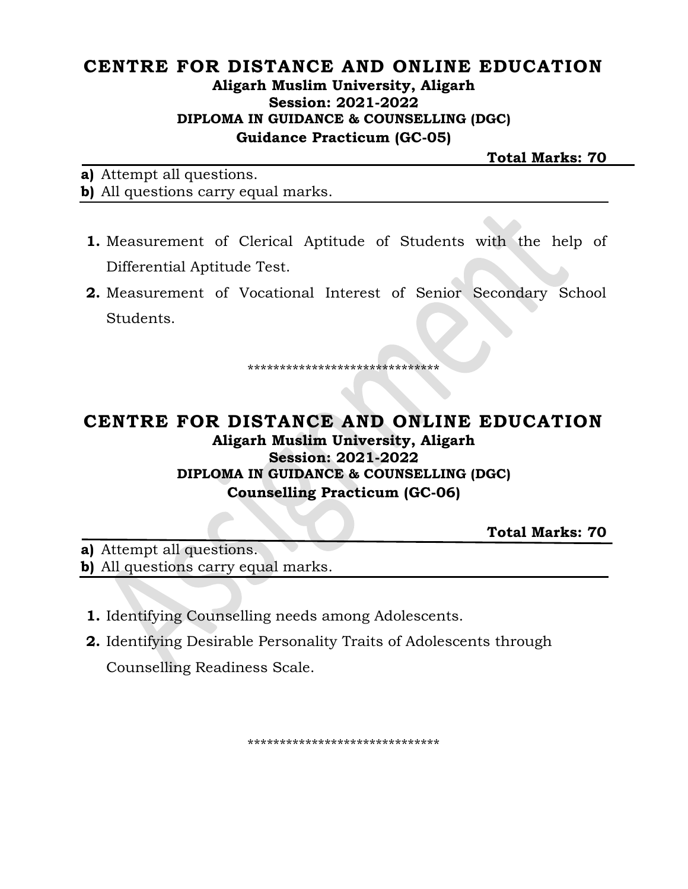# CENTRE FOR DISTANCE AND ONLINE EDUCATION

**Aligarh Muslim University, Aligarh**
**Session: 2021-2022**
**DIPLOMA IN GUIDANCE & COUNSELLING (DGC)**
**Guidance Practicum (GC-05)**

**Total Marks: 70**

**a)** Attempt all questions.
**b)** All questions carry equal marks.

1. Measurement of Clerical Aptitude of Students with the help of Differential Aptitude Test.
2. Measurement of Vocational Interest of Senior Secondary School Students.

******************************

# CENTRE FOR DISTANCE AND ONLINE EDUCATION

**Aligarh Muslim University, Aligarh**
**Session: 2021-2022**
**DIPLOMA IN GUIDANCE & COUNSELLING (DGC)**
**Counselling Practicum (GC-06)**

**Total Marks: 70**

**a)** Attempt all questions.
**b)** All questions carry equal marks.

1. Identifying Counselling needs among Adolescents.
2. Identifying Desirable Personality Traits of Adolescents through Counselling Readiness Scale.

******************************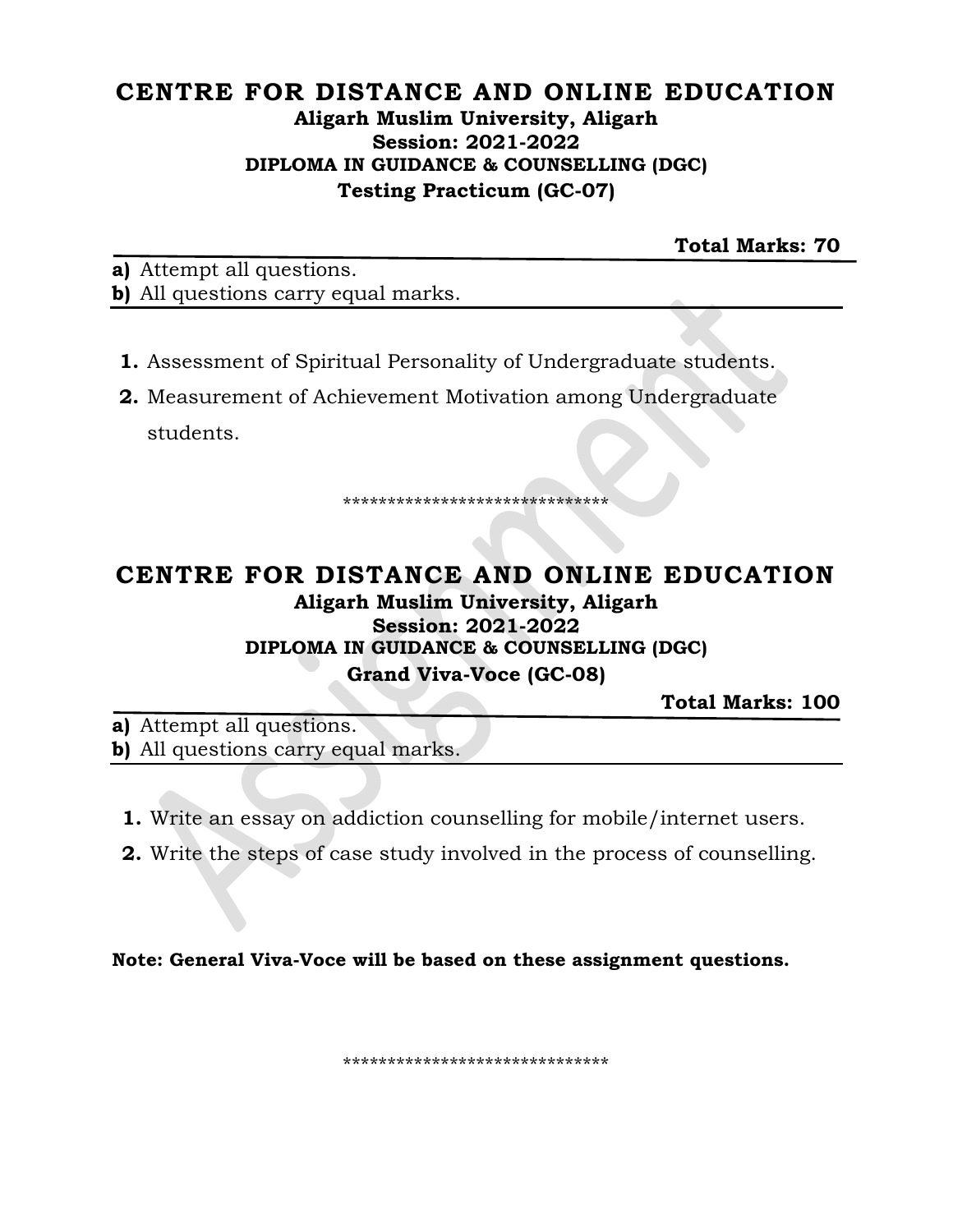# CENTRE FOR DISTANCE AND ONLINE EDUCATION

## Aligarh Muslim University, Aligarh

### Session: 2021-2022

### DIPLOMA IN GUIDANCE & COUNSELLING (DGC)

### Testing Practicum (GC-07)

**Total Marks: 70**

**a)** Attempt all questions.
**b)** All questions carry equal marks.

1. Assessment of Spiritual Personality of Undergraduate students.
2. Measurement of Achievement Motivation among Undergraduate students.

******************************

# CENTRE FOR DISTANCE AND ONLINE EDUCATION

## Aligarh Muslim University, Aligarh

### Session: 2021-2022

### DIPLOMA IN GUIDANCE & COUNSELLING (DGC)

### Grand Viva-Voce (GC-08)

**Total Marks: 100**

**a)** Attempt all questions.
**b)** All questions carry equal marks.

1. Write an essay on addiction counselling for mobile/internet users.
2. Write the steps of case study involved in the process of counselling.

**Note: General Viva-Voce will be based on these assignment questions.**

******************************